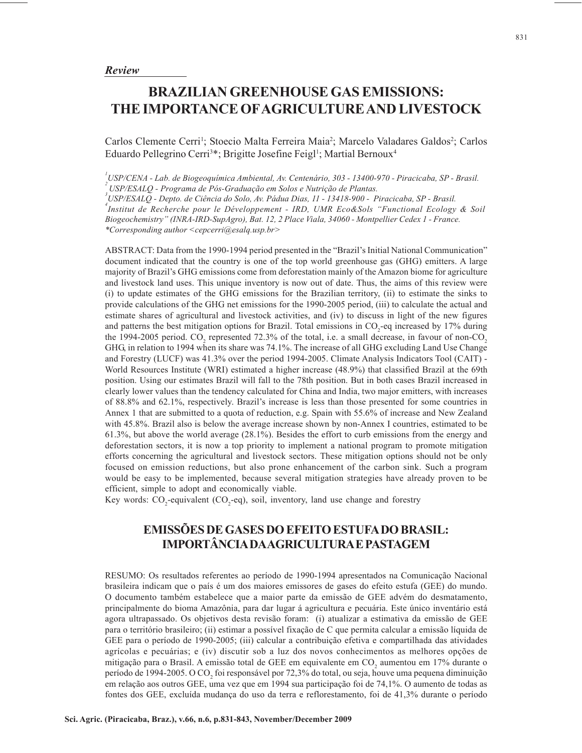*Review*

# BRAZILIAN GREENHOUSE GAS EMISSIONS: THE IMPORTANCE OF AGRICULTURE AND LIVESTOCK

Carlos Clemente Cerri[1]; Stoecio Malta Ferreira Maia[2]; Marcelo Valadares Galdos[2]; Carlos Eduardo Pellegrino Cerri[3]*; Brigitte Josefine Feigl[1]; Martial Bernoux[4]

[1] *USP/CENA - Lab. de Biogeoquímica Ambiental, Av. Centenário, 303 - 13400-970 - Piracicaba, SP - Brasil.*
[2] *USP/ESALQ - Programa de Pós-Graduação em Solos e Nutrição de Plantas.*
[3] *USP/ESALQ - Depto. de Ciência do Solo, Av. Pádua Dias, 11 - 13418-900 - Piracicaba, SP - Brasil.*
[4] *Institut de Recherche pour le Développement - IRD, UMR Eco&Sols "Functional Ecology & Soil Biogeochemistry" (INRA-IRD-SupAgro), Bat. 12, 2 Place Viala, 34060 - Montpellier Cedex 1 - France.*
*\*Corresponding author <cepcerri@esalq.usp.br>*

ABSTRACT: Data from the 1990-1994 period presented in the "Brazil's Initial National Communication" document indicated that the country is one of the top world greenhouse gas (GHG) emitters. A large majority of Brazil's GHG emissions come from deforestation mainly of the Amazon biome for agriculture and livestock land uses. This unique inventory is now out of date. Thus, the aims of this review were (i) to update estimates of the GHG emissions for the Brazilian territory, (ii) to estimate the sinks to provide calculations of the GHG net emissions for the 1990-2005 period, (iii) to calculate the actual and estimate shares of agricultural and livestock activities, and (iv) to discuss in light of the new figures and patterns the best mitigation options for Brazil. Total emissions in $CO_2$-eq increased by 17% during the 1994-2005 period. $CO_2$ represented 72.3% of the total, i.e. a small decrease, in favour of non-$CO_2$ GHG, in relation to 1994 when its share was 74.1%. The increase of all GHG excluding Land Use Change and Forestry (LUCF) was 41.3% over the period 1994-2005. Climate Analysis Indicators Tool (CAIT) - World Resources Institute (WRI) estimated a higher increase (48.9%) that classified Brazil at the 69th position. Using our estimates Brazil will fall to the 78th position. But in both cases Brazil increased in clearly lower values than the tendency calculated for China and India, two major emitters, with increases of 88.8% and 62.1%, respectively. Brazil's increase is less than those presented for some countries in Annex 1 that are submitted to a quota of reduction, e.g. Spain with 55.6% of increase and New Zealand with 45.8%. Brazil also is below the average increase shown by non-Annex I countries, estimated to be 61.3%, but above the world average (28.1%). Besides the effort to curb emissions from the energy and deforestation sectors, it is now a top priority to implement a national program to promote mitigation efforts concerning the agricultural and livestock sectors. These mitigation options should not be only focused on emission reductions, but also prone enhancement of the carbon sink. Such a program would be easy to be implemented, because several mitigation strategies have already proven to be efficient, simple to adopt and economically viable.

Key words: $CO_2$-equivalent ($CO_2$-eq), soil, inventory, land use change and forestry

# EMISSÕES DE GASES DO EFEITO ESTUFA DO BRASIL: IMPORTÂNCIA DA AGRICULTURA E PASTAGEM

RESUMO: Os resultados referentes ao período de 1990-1994 apresentados na Comunicação Nacional brasileira indicam que o país é um dos maiores emissores de gases do efeito estufa (GEE) do mundo. O documento também estabelece que a maior parte da emissão de GEE advém do desmatamento, principalmente do bioma Amazônia, para dar lugar á agricultura e pecuária. Este único inventário está agora ultrapassado. Os objetivos desta revisão foram: (i) atualizar a estimativa da emissão de GEE para o território brasileiro; (ii) estimar a possível fixação de C que permita calcular a emissão líquida de GEE para o período de 1990-2005; (iii) calcular a contribuição efetiva e compartilhada das atividades agrícolas e pecuárias; e (iv) discutir sob a luz dos novos conhecimentos as melhores opções de mitigação para o Brasil. A emissão total de GEE em equivalente em $CO_2$ aumentou em 17% durante o período de 1994-2005. O $CO_2$ foi responsável por 72,3% do total, ou seja, houve uma pequena diminuição em relação aos outros GEE, uma vez que em 1994 sua participação foi de 74,1%. O aumento de todas as fontes dos GEE, excluída mudança do uso da terra e reflorestamento, foi de 41,3% durante o período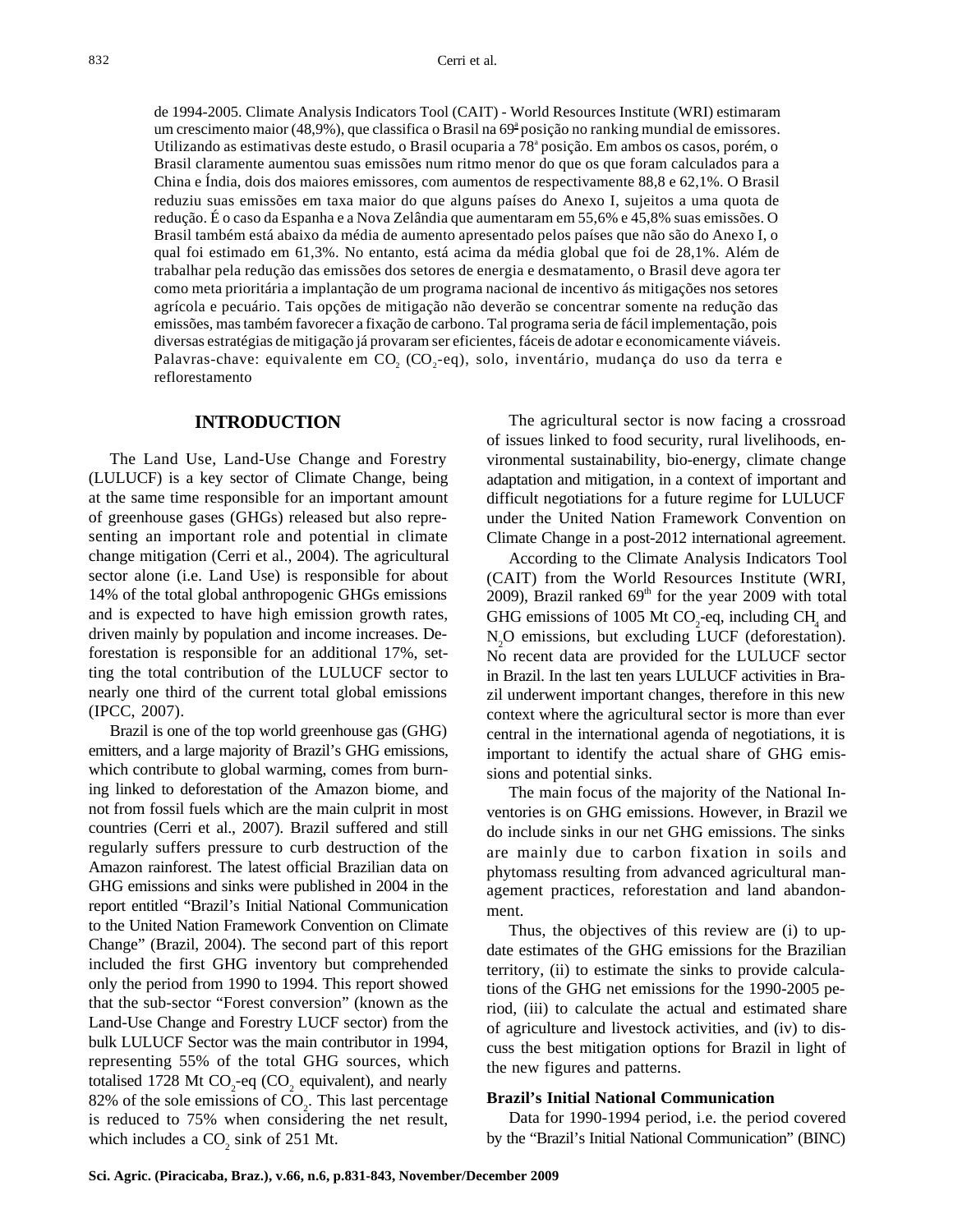de 1994-2005. Climate Analysis Indicators Tool (CAIT) - World Resources Institute (WRI) estimaram um crescimento maior (48,9%), que classifica o Brasil na 69ª posição no ranking mundial de emissores. Utilizando as estimativas deste estudo, o Brasil ocuparia a 78ª posição. Em ambos os casos, porém, o Brasil claramente aumentou suas emissões num ritmo menor do que os que foram calculados para a China e Índia, dois dos maiores emissores, com aumentos de respectivamente 88,8 e 62,1%. O Brasil reduziu suas emissões em taxa maior do que alguns países do Anexo I, sujeitos a uma quota de redução. É o caso da Espanha e a Nova Zelândia que aumentaram em 55,6% e 45,8% suas emissões. O Brasil também está abaixo da média de aumento apresentado pelos países que não são do Anexo I, o qual foi estimado em 61,3%. No entanto, está acima da média global que foi de 28,1%. Além de trabalhar pela redução das emissões dos setores de energia e desmatamento, o Brasil deve agora ter como meta prioritária a implantação de um programa nacional de incentivo ás mitigações nos setores agrícola e pecuário. Tais opções de mitigação não deverão se concentrar somente na redução das emissões, mas também favorecer a fixação de carbono. Tal programa seria de fácil implementação, pois diversas estratégias de mitigação já provaram ser eficientes, fáceis de adotar e economicamente viáveis.

Palavras-chave: equivalente em $CO_2$ ($CO_2$-eq), solo, inventário, mudança do uso da terra e reflorestamento

## INTRODUCTION

The Land Use, Land-Use Change and Forestry (LULUCF) is a key sector of Climate Change, being at the same time responsible for an important amount of greenhouse gases (GHGs) released but also representing an important role and potential in climate change mitigation (Cerri et al., 2004). The agricultural sector alone (i.e. Land Use) is responsible for about 14% of the total global anthropogenic GHGs emissions and is expected to have high emission growth rates, driven mainly by population and income increases. Deforestation is responsible for an additional 17%, setting the total contribution of the LULUCF sector to nearly one third of the current total global emissions (IPCC, 2007).

Brazil is one of the top world greenhouse gas (GHG) emitters, and a large majority of Brazil's GHG emissions, which contribute to global warming, comes from burning linked to deforestation of the Amazon biome, and not from fossil fuels which are the main culprit in most countries (Cerri et al., 2007). Brazil suffered and still regularly suffers pressure to curb destruction of the Amazon rainforest. The latest official Brazilian data on GHG emissions and sinks were published in 2004 in the report entitled "Brazil's Initial National Communication to the United Nation Framework Convention on Climate Change" (Brazil, 2004). The second part of this report included the first GHG inventory but comprehended only the period from 1990 to 1994. This report showed that the sub-sector "Forest conversion" (known as the Land-Use Change and Forestry LUCF sector) from the bulk LULUCF Sector was the main contributor in 1994, representing 55% of the total GHG sources, which totalised 1728 Mt $CO_2$-eq ($CO_2$ equivalent), and nearly 82% of the sole emissions of $CO_2$. This last percentage is reduced to 75% when considering the net result, which includes a $CO_2$ sink of 251 Mt.

The agricultural sector is now facing a crossroad of issues linked to food security, rural livelihoods, environmental sustainability, bio-energy, climate change adaptation and mitigation, in a context of important and difficult negotiations for a future regime for LULUCF under the United Nation Framework Convention on Climate Change in a post-2012 international agreement.

According to the Climate Analysis Indicators Tool (CAIT) from the World Resources Institute (WRI, 2009), Brazil ranked 69th for the year 2009 with total GHG emissions of 1005 Mt $CO_2$-eq, including $CH_4$ and $N_2O$ emissions, but excluding LUCF (deforestation). No recent data are provided for the LULUCF sector in Brazil. In the last ten years LULUCF activities in Brazil underwent important changes, therefore in this new context where the agricultural sector is more than ever central in the international agenda of negotiations, it is important to identify the actual share of GHG emissions and potential sinks.

The main focus of the majority of the National Inventories is on GHG emissions. However, in Brazil we do include sinks in our net GHG emissions. The sinks are mainly due to carbon fixation in soils and phytomass resulting from advanced agricultural management practices, reforestation and land abandonment.

Thus, the objectives of this review are (i) to update estimates of the GHG emissions for the Brazilian territory, (ii) to estimate the sinks to provide calculations of the GHG net emissions for the 1990-2005 period, (iii) to calculate the actual and estimated share of agriculture and livestock activities, and (iv) to discuss the best mitigation options for Brazil in light of the new figures and patterns.

### Brazil's Initial National Communication

Data for 1990-1994 period, i.e. the period covered by the "Brazil's Initial National Communication" (BINC)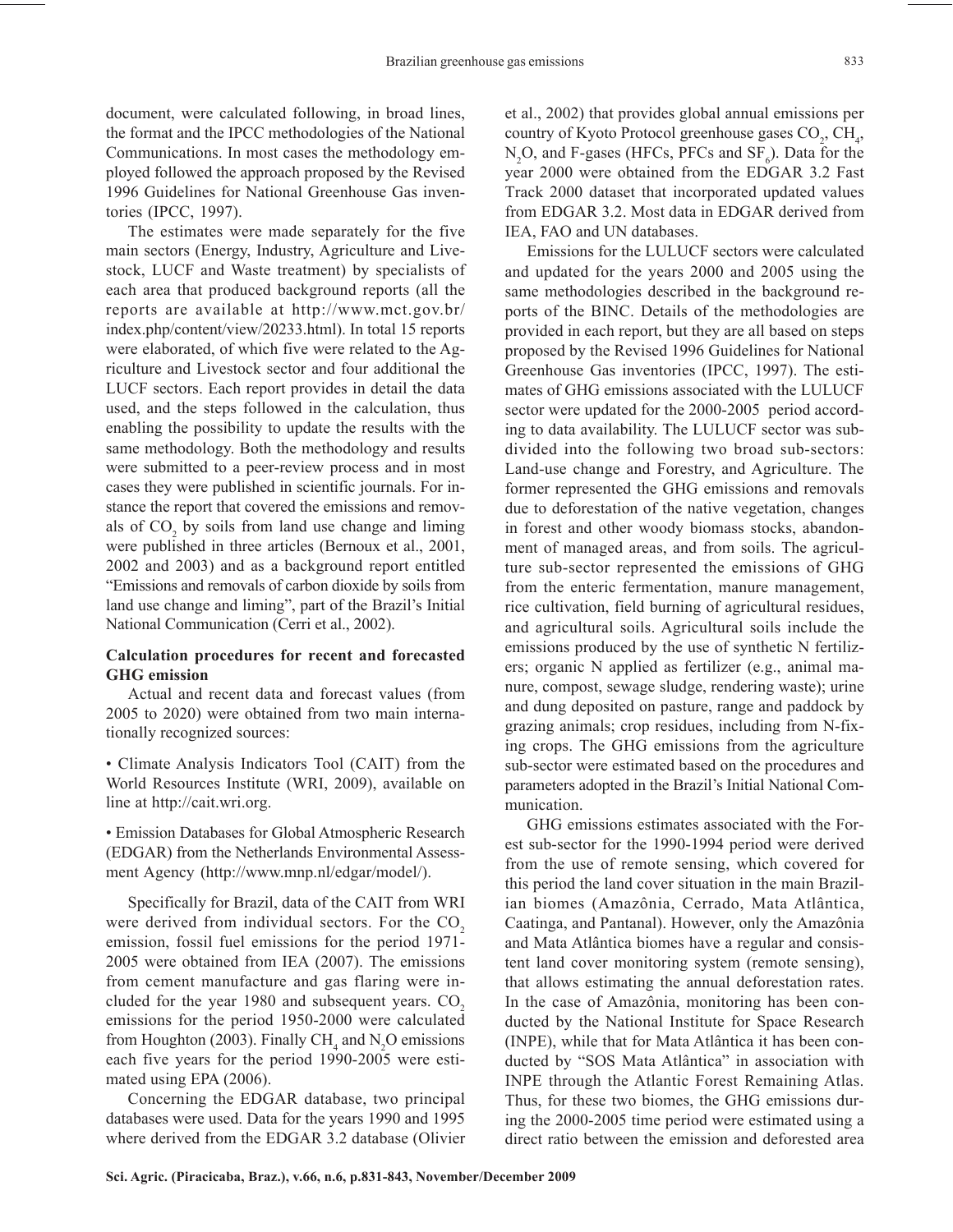document, were calculated following, in broad lines, the format and the IPCC methodologies of the National Communications. In most cases the methodology employed followed the approach proposed by the Revised 1996 Guidelines for National Greenhouse Gas inventories (IPCC, 1997).

The estimates were made separately for the five main sectors (Energy, Industry, Agriculture and Livestock, LUCF and Waste treatment) by specialists of each area that produced background reports (all the reports are available at http://www.mct.gov.br/index.php/content/view/20233.html). In total 15 reports were elaborated, of which five were related to the Agriculture and Livestock sector and four additional the LUCF sectors. Each report provides in detail the data used, and the steps followed in the calculation, thus enabling the possibility to update the results with the same methodology. Both the methodology and results were submitted to a peer-review process and in most cases they were published in scientific journals. For instance the report that covered the emissions and removals of $CO_2$ by soils from land use change and liming were published in three articles (Bernoux et al., 2001, 2002 and 2003) and as a background report entitled "Emissions and removals of carbon dioxide by soils from land use change and liming", part of the Brazil's Initial National Communication (Cerri et al., 2002).

### Calculation procedures for recent and forecasted GHG emission

Actual and recent data and forecast values (from 2005 to 2020) were obtained from two main internationally recognized sources:

- Climate Analysis Indicators Tool (CAIT) from the World Resources Institute (WRI, 2009), available on line at http://cait.wri.org.

- Emission Databases for Global Atmospheric Research (EDGAR) from the Netherlands Environmental Assessment Agency (http://www.mnp.nl/edgar/model/).

Specifically for Brazil, data of the CAIT from WRI were derived from individual sectors. For the $CO_2$ emission, fossil fuel emissions for the period 1971-2005 were obtained from IEA (2007). The emissions from cement manufacture and gas flaring were included for the year 1980 and subsequent years. $CO_2$ emissions for the period 1950-2000 were calculated from Houghton (2003). Finally $CH_4$ and $N_2O$ emissions each five years for the period 1990-2005 were estimated using EPA (2006).

Concerning the EDGAR database, two principal databases were used. Data for the years 1990 and 1995 where derived from the EDGAR 3.2 database (Olivier et al., 2002) that provides global annual emissions per country of Kyoto Protocol greenhouse gases $CO_2$, $CH_4$, $N_2O$, and F-gases (HFCs, PFCs and $SF_6$). Data for the year 2000 were obtained from the EDGAR 3.2 Fast Track 2000 dataset that incorporated updated values from EDGAR 3.2. Most data in EDGAR derived from IEA, FAO and UN databases.

Emissions for the LULUCF sectors were calculated and updated for the years 2000 and 2005 using the same methodologies described in the background reports of the BINC. Details of the methodologies are provided in each report, but they are all based on steps proposed by the Revised 1996 Guidelines for National Greenhouse Gas inventories (IPCC, 1997). The estimates of GHG emissions associated with the LULUCF sector were updated for the 2000-2005 period according to data availability. The LULUCF sector was subdivided into the following two broad sub-sectors: Land-use change and Forestry, and Agriculture. The former represented the GHG emissions and removals due to deforestation of the native vegetation, changes in forest and other woody biomass stocks, abandonment of managed areas, and from soils. The agriculture sub-sector represented the emissions of GHG from the enteric fermentation, manure management, rice cultivation, field burning of agricultural residues, and agricultural soils. Agricultural soils include the emissions produced by the use of synthetic N fertilizers; organic N applied as fertilizer (e.g., animal manure, compost, sewage sludge, rendering waste); urine and dung deposited on pasture, range and paddock by grazing animals; crop residues, including from N-fixing crops. The GHG emissions from the agriculture sub-sector were estimated based on the procedures and parameters adopted in the Brazil's Initial National Communication.

GHG emissions estimates associated with the Forest sub-sector for the 1990-1994 period were derived from the use of remote sensing, which covered for this period the land cover situation in the main Brazilian biomes (Amazônia, Cerrado, Mata Atlântica, Caatinga, and Pantanal). However, only the Amazônia and Mata Atlântica biomes have a regular and consistent land cover monitoring system (remote sensing), that allows estimating the annual deforestation rates. In the case of Amazônia, monitoring has been conducted by the National Institute for Space Research (INPE), while that for Mata Atlântica it has been conducted by "SOS Mata Atlântica" in association with INPE through the Atlantic Forest Remaining Atlas. Thus, for these two biomes, the GHG emissions during the 2000-2005 time period were estimated using a direct ratio between the emission and deforested area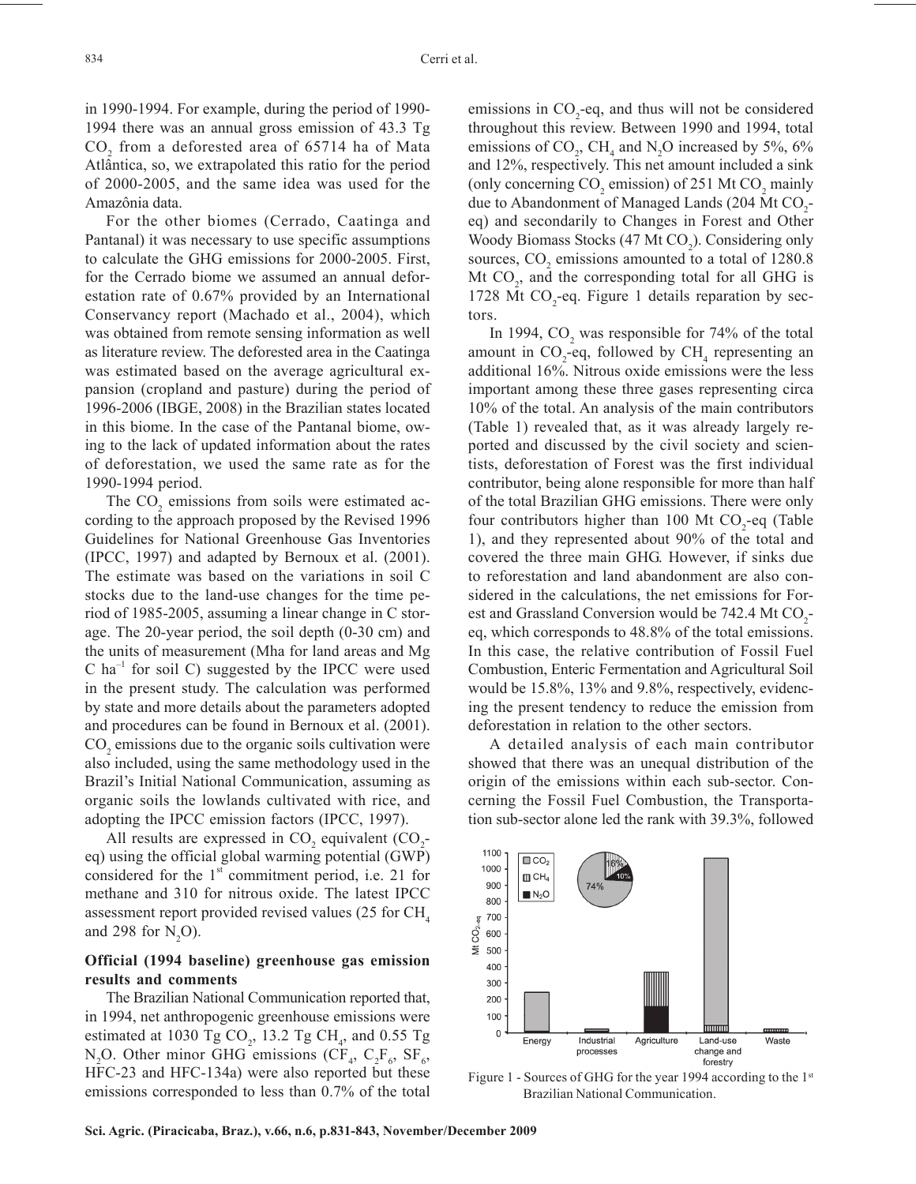in 1990-1994. For example, during the period of 1990-1994 there was an annual gross emission of 43.3 Tg $CO_2$ from a deforested area of 65714 ha of Mata Atlântica, so, we extrapolated this ratio for the period of 2000-2005, and the same idea was used for the Amazônia data.

For the other biomes (Cerrado, Caatinga and Pantanal) it was necessary to use specific assumptions to calculate the GHG emissions for 2000-2005. First, for the Cerrado biome we assumed an annual deforestation rate of 0.67% provided by an International Conservancy report (Machado et al., 2004), which was obtained from remote sensing information as well as literature review. The deforested area in the Caatinga was estimated based on the average agricultural expansion (cropland and pasture) during the period of 1996-2006 (IBGE, 2008) in the Brazilian states located in this biome. In the case of the Pantanal biome, owing to the lack of updated information about the rates of deforestation, we used the same rate as for the 1990-1994 period.

The $CO_2$ emissions from soils were estimated according to the approach proposed by the Revised 1996 Guidelines for National Greenhouse Gas Inventories (IPCC, 1997) and adapted by Bernoux et al. (2001). The estimate was based on the variations in soil C stocks due to the land-use changes for the time period of 1985-2005, assuming a linear change in C storage. The 20-year period, the soil depth (0-30 cm) and the units of measurement (Mha for land areas and Mg C ha$^{-1}$ for soil C) suggested by the IPCC were used in the present study. The calculation was performed by state and more details about the parameters adopted and procedures can be found in Bernoux et al. (2001). $CO_2$ emissions due to the organic soils cultivation were also included, using the same methodology used in the Brazil's Initial National Communication, assuming as organic soils the lowlands cultivated with rice, and adopting the IPCC emission factors (IPCC, 1997).

All results are expressed in $CO_2$ equivalent ($CO_2$-eq) using the official global warming potential (GWP) considered for the 1st commitment period, i.e. 21 for methane and 310 for nitrous oxide. The latest IPCC assessment report provided revised values (25 for $CH_4$ and 298 for $N_2O$).

## Official (1994 baseline) greenhouse gas emission results and comments

The Brazilian National Communication reported that, in 1994, net anthropogenic greenhouse emissions were estimated at 1030 Tg $CO_2$, 13.2 Tg $CH_4$, and 0.55 Tg $N_2O$. Other minor GHG emissions ($CF_4$, $C_2F_6$, $SF_6$, HFC-23 and HFC-134a) were also reported but these emissions corresponded to less than 0.7% of the total emissions in $CO_2$-eq, and thus will not be considered throughout this review. Between 1990 and 1994, total emissions of $CO_2$, $CH_4$ and $N_2O$ increased by 5%, 6% and 12%, respectively. This net amount included a sink (only concerning $CO_2$ emission) of 251 Mt $CO_2$ mainly due to Abandonment of Managed Lands (204 Mt $CO_2$-eq) and secondarily to Changes in Forest and Other Woody Biomass Stocks (47 Mt $CO_2$). Considering only sources, $CO_2$ emissions amounted to a total of 1280.8 Mt $CO_2$, and the corresponding total for all GHG is 1728 Mt $CO_2$-eq. Figure 1 details reparation by sectors.

In 1994, $CO_2$ was responsible for 74% of the total amount in $CO_2$-eq, followed by $CH_4$ representing an additional 16%. Nitrous oxide emissions were the less important among these three gases representing circa 10% of the total. An analysis of the main contributors (Table 1) revealed that, as it was already largely reported and discussed by the civil society and scientists, deforestation of Forest was the first individual contributor, being alone responsible for more than half of the total Brazilian GHG emissions. There were only four contributors higher than 100 Mt $CO_2$-eq (Table 1), and they represented about 90% of the total and covered the three main GHG. However, if sinks due to reforestation and land abandonment are also considered in the calculations, the net emissions for Forest and Grassland Conversion would be 742.4 Mt $CO_2$-eq, which corresponds to 48.8% of the total emissions. In this case, the relative contribution of Fossil Fuel Combustion, Enteric Fermentation and Agricultural Soil would be 15.8%, 13% and 9.8%, respectively, evidencing the present tendency to reduce the emission from deforestation in relation to the other sectors.

A detailed analysis of each main contributor showed that there was an unequal distribution of the origin of the emissions within each sub-sector. Concerning the Fossil Fuel Combustion, the Transportation sub-sector alone led the rank with 39.3%, followed

Figure 1 - Sources of GHG for the year 1994 according to the 1st Brazilian National Communication.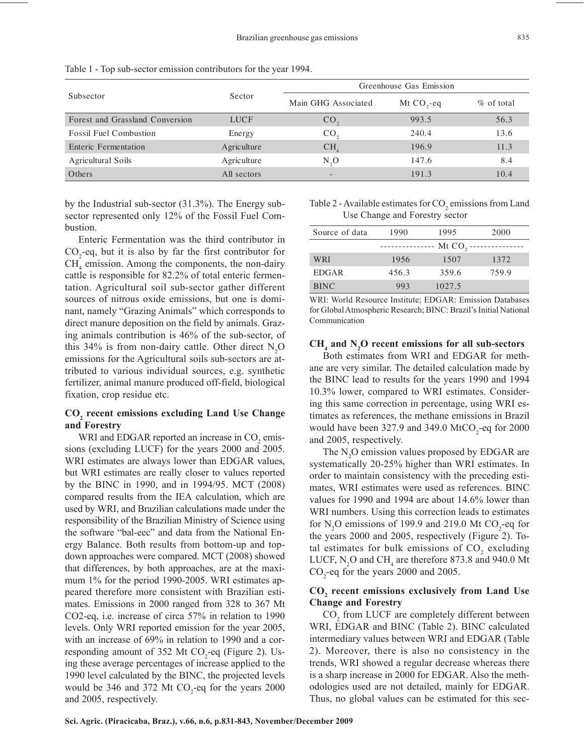Table 1 - Top sub-sector emission contributors for the year 1994.

| Subsector | Sector | Greenhouse Gas Emission | | |
|---|---|---|---|---|
| | | Main GHG Associated | Mt $CO_2$-eq | % of total |
| Forest and Grassland Conversion | LUCF | $CO_2$ | 993.5 | 56.3 |
| Fossil Fuel Combustion | Energy | $CO_2$ | 240.4 | 13.6 |
| Enteric Fermentation | Agriculture | $CH_4$ | 196.9 | 11.3 |
| Agricultural Soils | Agriculture | $N_2O$ | 147.6 | 8.4 |
| Others | All sectors | - | 191.3 | 10.4 |

by the Industrial sub-sector (31.3%). The Energy subsector represented only 12% of the Fossil Fuel Combustion.

Enteric Fermentation was the third contributor in $CO_2$-eq, but it is also by far the first contributor for $CH_4$ emission. Among the components, the non-dairy cattle is responsible for 82.2% of total enteric fermentation. Agricultural soil sub-sector gather different sources of nitrous oxide emissions, but one is dominant, namely "Grazing Animals" which corresponds to direct manure deposition on the field by animals. Grazing animals contribution is 46% of the sub-sector, of this 34% is from non-dairy cattle. Other direct $N_2O$ emissions for the Agricultural soils sub-sectors are attributed to various individual sources, e.g. synthetic fertilizer, animal manure produced off-field, biological fixation, crop residue etc.

## $CO_2$ recent emissions excluding Land Use Change and Forestry

WRI and EDGAR reported an increase in $CO_2$ emissions (excluding LUCF) for the years 2000 and 2005. WRI estimates are always lower than EDGAR values, but WRI estimates are really closer to values reported by the BINC in 1990, and in 1994/95. MCT (2008) compared results from the IEA calculation, which are used by WRI, and Brazilian calculations made under the responsibility of the Brazilian Ministry of Science using the software "bal-eec" and data from the National Energy Balance. Both results from bottom-up and top-down approaches were compared. MCT (2008) showed that differences, by both approaches, are at the maximum 1% for the period 1990-2005. WRI estimates appeared therefore more consistent with Brazilian estimates. Emissions in 2000 ranged from 328 to 367 Mt CO2-eq, i.e. increase of circa 57% in relation to 1990 levels. Only WRI reported emission for the year 2005, with an increase of 69% in relation to 1990 and a corresponding amount of 352 Mt $CO_2$-eq (Figure 2). Using these average percentages of increase applied to the 1990 level calculated by the BINC, the projected levels would be 346 and 372 Mt $CO_2$-eq for the years 2000 and 2005, respectively.

Table 2 - Available estimates for $CO_2$ emissions from Land Use Change and Forestry sector

| Source of data | 1990 | 1995 | 2000 |
|---|---|---|---|
| | Mt $CO_2$ | | |
| WRI | 1956 | 1507 | 1372 |
| EDGAR | 456.3 | 359.6 | 759.9 |
| BINC | 993 | 1027.5 | |

WRI: World Resource Institute; EDGAR: Emission Databases for Global Atmospheric Research; BINC: Brazil's Initial National Communication

## $CH_4$ and $N_2O$ recent emissions for all sub-sectors

Both estimates from WRI and EDGAR for methane are very similar. The detailed calculation made by the BINC lead to results for the years 1990 and 1994 10.3% lower, compared to WRI estimates. Considering this same correction in percentage, using WRI estimates as references, the methane emissions in Brazil would have been 327.9 and 349.0 Mt$CO_2$-eq for 2000 and 2005, respectively.

The $N_2O$ emission values proposed by EDGAR are systematically 20-25% higher than WRI estimates. In order to maintain consistency with the preceding estimates, WRI estimates were used as references. BINC values for 1990 and 1994 are about 14.6% lower than WRI numbers. Using this correction leads to estimates for $N_2O$ emissions of 199.9 and 219.0 Mt $CO_2$-eq for the years 2000 and 2005, respectively (Figure 2). Total estimates for bulk emissions of $CO_2$ excluding LUCF, $N_2O$ and $CH_4$ are therefore 873.8 and 940.0 Mt $CO_2$-eq for the years 2000 and 2005.

## $CO_2$ recent emissions exclusively from Land Use Change and Forestry

$CO_2$ from LUCF are completely different between WRI, EDGAR and BINC (Table 2). BINC calculated intermediary values between WRI and EDGAR (Table 2). Moreover, there is also no consistency in the trends, WRI showed a regular decrease whereas there is a sharp increase in 2000 for EDGAR. Also the methodologies used are not detailed, mainly for EDGAR. Thus, no global values can be estimated for this sec-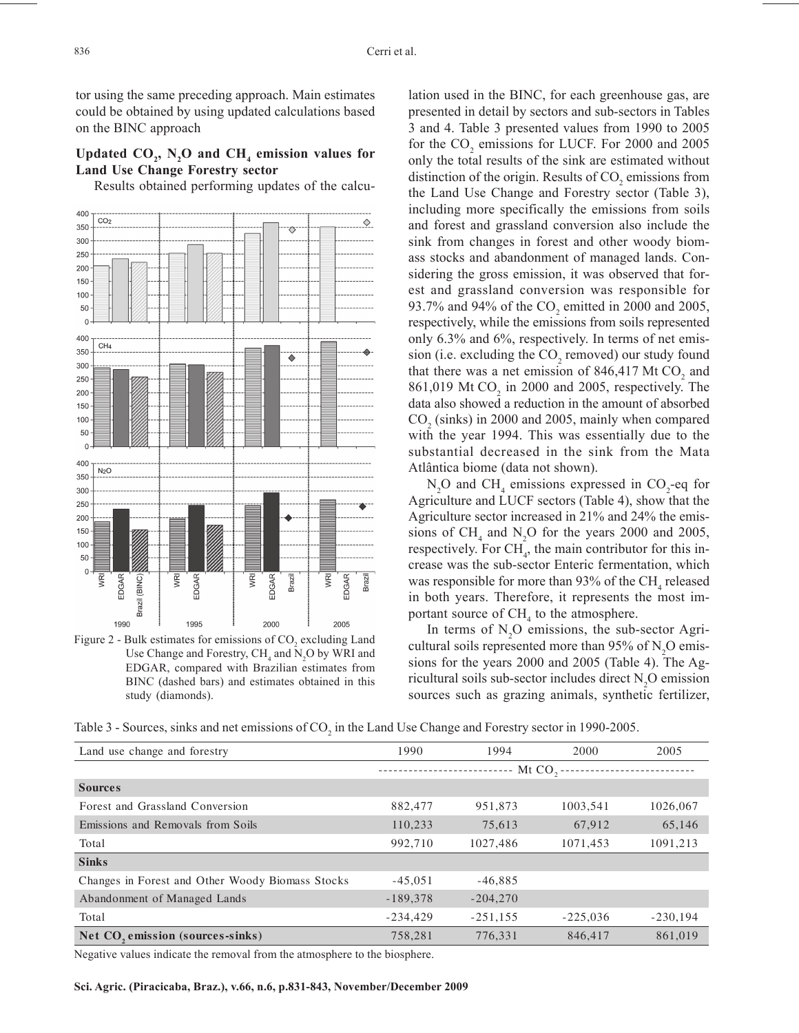tor using the same preceding approach. Main estimates could be obtained by using updated calculations based on the BINC approach

## Updated $CO_2$, $N_2O$ and $CH_4$ emission values for Land Use Change Forestry sector

Results obtained performing updates of the calculation used in the BINC, for each greenhouse gas, are presented in detail by sectors and sub-sectors in Tables 3 and 4. Table 3 presented values from 1990 to 2005 for the $CO_2$ emissions for LUCF. For 2000 and 2005 only the total results of the sink are estimated without distinction of the origin. Results of $CO_2$ emissions from the Land Use Change and Forestry sector (Table 3), including more specifically the emissions from soils and forest and grassland conversion also include the sink from changes in forest and other woody biomass stocks and abandonment of managed lands. Considering the gross emission, it was observed that forest and grassland conversion was responsible for 93.7% and 94% of the $CO_2$ emitted in 2000 and 2005, respectively, while the emissions from soils represented only 6.3% and 6%, respectively. In terms of net emission (i.e. excluding the $CO_2$ removed) our study found that there was a net emission of 846,417 Mt $CO_2$ and 861,019 Mt $CO_2$ in 2000 and 2005, respectively. The data also showed a reduction in the amount of absorbed $CO_2$ (sinks) in 2000 and 2005, mainly when compared with the year 1994. This was essentially due to the substantial decreased in the sink from the Mata Atlântica biome (data not shown).

$N_2O$ and $CH_4$ emissions expressed in $CO_2$-eq for Agriculture and LUCF sectors (Table 4), show that the Agriculture sector increased in 21% and 24% the emissions of $CH_4$ and $N_2O$ for the years 2000 and 2005, respectively. For $CH_4$, the main contributor for this increase was the sub-sector Enteric fermentation, which was responsible for more than 93% of the $CH_4$ released in both years. Therefore, it represents the most important source of $CH_4$ to the atmosphere.

In terms of $N_2O$ emissions, the sub-sector Agricultural soils represented more than 95% of $N_2O$ emissions for the years 2000 and 2005 (Table 4). The Agricultural soils sub-sector includes direct $N_2O$ emission sources such as grazing animals, synthetic fertilizer,

Figure 2 - Bulk estimates for emissions of $CO_2$ excluding Land Use Change and Forestry, $CH_4$ and $N_2O$ by WRI and EDGAR, compared with Brazilian estimates from BINC (dashed bars) and estimates obtained in this study (diamonds).

Table 3 - Sources, sinks and net emissions of $CO_2$ in the Land Use Change and Forestry sector in 1990-2005.

| Land use change and forestry | 1990 | 1994 | 2000 | 2005 |
|---|---|---|---|---|
| | Mt $CO_2$ | | | |
| **Sources** | | | | |
| Forest and Grassland Conversion | 882,477 | 951,873 | 1003,541 | 1026,067 |
| Emissions and Removals from Soils | 110,233 | 75,613 | 67,912 | 65,146 |
| Total | 992,710 | 1027,486 | 1071,453 | 1091,213 |
| **Sinks** | | | | |
| Changes in Forest and Other Woody Biomass Stocks | -45,051 | -46,885 | | |
| Abandonment of Managed Lands | -189,378 | -204,270 | | |
| Total | -234,429 | -251,155 | -225,036 | -230,194 |
| **Net $CO_2$ emission (sources-sinks)** | 758,281 | 776,331 | 846,417 | 861,019 |

Negative values indicate the removal from the atmosphere to the biosphere.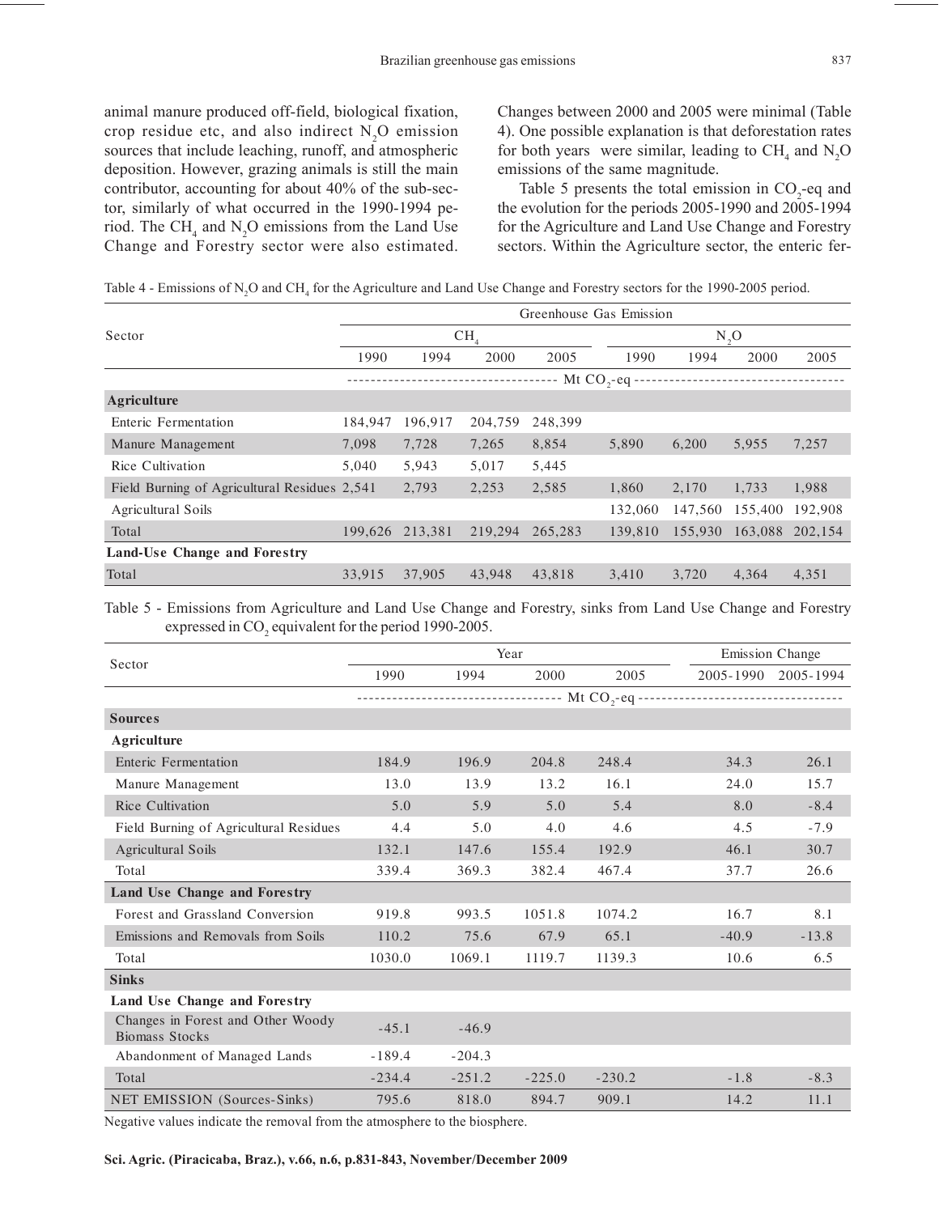animal manure produced off-field, biological fixation, crop residue etc, and also indirect $N_2O$ emission sources that include leaching, runoff, and atmospheric deposition. However, grazing animals is still the main contributor, accounting for about 40% of the sub-sector, similarly of what occurred in the 1990-1994 period. The $CH_4$ and $N_2O$ emissions from the Land Use Change and Forestry sector were also estimated. Changes between 2000 and 2005 were minimal (Table 4). One possible explanation is that deforestation rates for both years were similar, leading to $CH_4$ and $N_2O$ emissions of the same magnitude.

Table 5 presents the total emission in $CO_2$-eq and the evolution for the periods 2005-1990 and 2005-1994 for the Agriculture and Land Use Change and Forestry sectors. Within the Agriculture sector, the enteric fer-

Table 4 - Emissions of $N_2O$ and $CH_4$ for the Agriculture and Land Use Change and Forestry sectors for the 1990-2005 period.

| Sector | Greenhouse Gas Emission | | | | | | | |
|---|---|---|---|---|---|---|---|---|
| | $CH_4$ | | | | $N_2O$ | | | |
| | 1990 | 1994 | 2000 | 2005 | 1990 | 1994 | 2000 | 2005 |
| | Mt $CO_2$-eq | | | | | | | |
| **Agriculture** | | | | | | | | |
| Enteric Fermentation | 184,947 | 196,917 | 204,759 | 248,399 | | | | |
| Manure Management | 7,098 | 7,728 | 7,265 | 8,854 | 5,890 | 6,200 | 5,955 | 7,257 |
| Rice Cultivation | 5,040 | 5,943 | 5,017 | 5,445 | | | | |
| Field Burning of Agricultural Residues | 2,541 | 2,793 | 2,253 | 2,585 | 1,860 | 2,170 | 1,733 | 1,988 |
| Agricultural Soils | | | | | 132,060 | 147,560 | 155,400 | 192,908 |
| Total | 199,626 | 213,381 | 219,294 | 265,283 | 139,810 | 155,930 | 163,088 | 202,154 |
| **Land-Use Change and Forestry** | | | | | | | | |
| Total | 33,915 | 37,905 | 43,948 | 43,818 | 3,410 | 3,720 | 4,364 | 4,351 |

Table 5 - Emissions from Agriculture and Land Use Change and Forestry, sinks from Land Use Change and Forestry expressed in $CO_2$ equivalent for the period 1990-2005.

| Sector | Year | | | | Emission Change | |
|---|---|---|---|---|---|---|
| | 1990 | 1994 | 2000 | 2005 | 2005-1990 | 2005-1994 |
| | Mt $CO_2$-eq | | | | | |
| **Sources** | | | | | | |
| **Agriculture** | | | | | | |
| Enteric Fermentation | 184.9 | 196.9 | 204.8 | 248.4 | 34.3 | 26.1 |
| Manure Management | 13.0 | 13.9 | 13.2 | 16.1 | 24.0 | 15.7 |
| Rice Cultivation | 5.0 | 5.9 | 5.0 | 5.4 | 8.0 | -8.4 |
| Field Burning of Agricultural Residues | 4.4 | 5.0 | 4.0 | 4.6 | 4.5 | -7.9 |
| Agricultural Soils | 132.1 | 147.6 | 155.4 | 192.9 | 46.1 | 30.7 |
| Total | 339.4 | 369.3 | 382.4 | 467.4 | 37.7 | 26.6 |
| **Land Use Change and Forestry** | | | | | | |
| Forest and Grassland Conversion | 919.8 | 993.5 | 1051.8 | 1074.2 | 16.7 | 8.1 |
| Emissions and Removals from Soils | 110.2 | 75.6 | 67.9 | 65.1 | -40.9 | -13.8 |
| Total | 1030.0 | 1069.1 | 1119.7 | 1139.3 | 10.6 | 6.5 |
| **Sinks** | | | | | | |
| **Land Use Change and Forestry** | | | | | | |
| Changes in Forest and Other Woody Biomass Stocks | -45.1 | -46.9 | | | | |
| Abandonment of Managed Lands | -189.4 | -204.3 | | | | |
| Total | -234.4 | -251.2 | -225.0 | -230.2 | -1.8 | -8.3 |
| NET EMISSION (Sources-Sinks) | 795.6 | 818.0 | 894.7 | 909.1 | 14.2 | 11.1 |

Negative values indicate the removal from the atmosphere to the biosphere.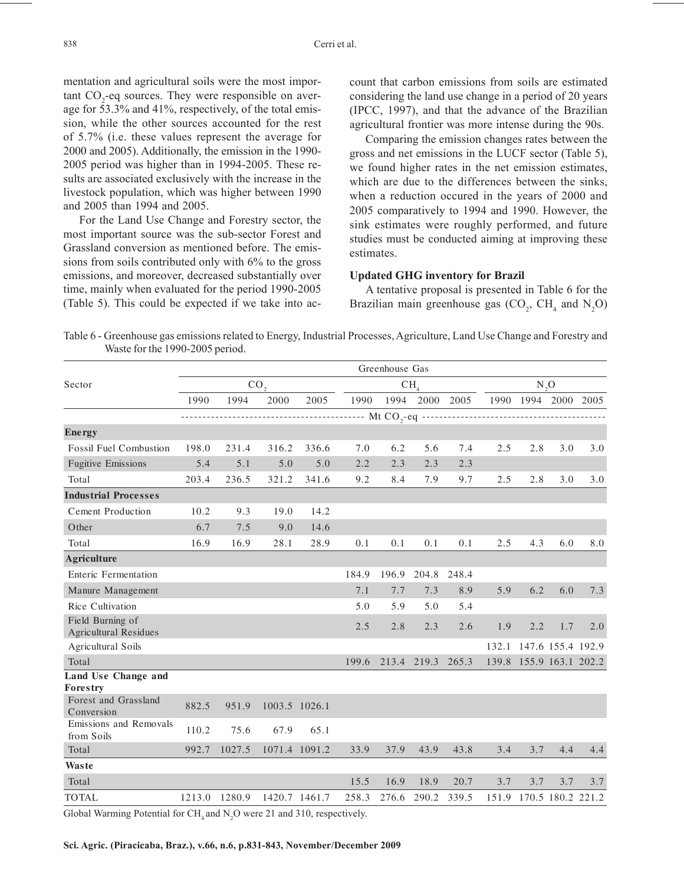mentation and agricultural soils were the most important $CO_2$-eq sources. They were responsible on average for 53.3% and 41%, respectively, of the total emission, while the other sources accounted for the rest of 5.7% (i.e. these values represent the average for 2000 and 2005). Additionally, the emission in the 1990-2005 period was higher than in 1994-2005. These results are associated exclusively with the increase in the livestock population, which was higher between 1990 and 2005 than 1994 and 2005.

For the Land Use Change and Forestry sector, the most important source was the sub-sector Forest and Grassland conversion as mentioned before. The emissions from soils contributed only with 6% to the gross emissions, and moreover, decreased substantially over time, mainly when evaluated for the period 1990-2005 (Table 5). This could be expected if we take into account that carbon emissions from soils are estimated considering the land use change in a period of 20 years (IPCC, 1997), and that the advance of the Brazilian agricultural frontier was more intense during the 90s.

Comparing the emission changes rates between the gross and net emissions in the LUCF sector (Table 5), we found higher rates in the net emission estimates, which are due to the differences between the sinks, when a reduction occured in the years of 2000 and 2005 comparatively to 1994 and 1990. However, the sink estimates were roughly performed, and future studies must be conducted aiming at improving these estimates.

## Updated GHG inventory for Brazil

A tentative proposal is presented in Table 6 for the Brazilian main greenhouse gas ($CO_2$, $CH_4$ and $N_2O$)

Table 6 - Greenhouse gas emissions related to Energy, Industrial Processes, Agriculture, Land Use Change and Forestry and Waste for the 1990-2005 period.

| Sector | Greenhouse Gas | | | | | | | | | | | |
|---|---|---|---|---|---|---|---|---|---|---|---|---|
| | $CO_2$ | | | | $CH_4$ | | | | $N_2O$ | | | |
| | 1990 | 1994 | 2000 | 2005 | 1990 | 1994 | 2000 | 2005 | 1990 | 1994 | 2000 | 2005 |
| | Mt $CO_2$-eq | | | | | | | | | | | |
| **Energy** | | | | | | | | | | | | |
| Fossil Fuel Combustion | 198.0 | 231.4 | 316.2 | 336.6 | 7.0 | 6.2 | 5.6 | 7.4 | 2.5 | 2.8 | 3.0 | 3.0 |
| Fugitive Emissions | 5.4 | 5.1 | 5.0 | 5.0 | 2.2 | 2.3 | 2.3 | 2.3 | | | | |
| Total | 203.4 | 236.5 | 321.2 | 341.6 | 9.2 | 8.4 | 7.9 | 9.7 | 2.5 | 2.8 | 3.0 | 3.0 |
| **Industrial Processes** | | | | | | | | | | | | |
| Cement Production | 10.2 | 9.3 | 19.0 | 14.2 | | | | | | | | |
| Other | 6.7 | 7.5 | 9.0 | 14.6 | | | | | | | | |
| Total | 16.9 | 16.9 | 28.1 | 28.9 | 0.1 | 0.1 | 0.1 | 0.1 | 2.5 | 4.3 | 6.0 | 8.0 |
| **Agriculture** | | | | | | | | | | | | |
| Enteric Fermentation | | | | | 184.9 | 196.9 | 204.8 | 248.4 | | | | |
| Manure Management | | | | | 7.1 | 7.7 | 7.3 | 8.9 | 5.9 | 6.2 | 6.0 | 7.3 |
| Rice Cultivation | | | | | 5.0 | 5.9 | 5.0 | 5.4 | | | | |
| Field Burning of Agricultural Residues | | | | | 2.5 | 2.8 | 2.3 | 2.6 | 1.9 | 2.2 | 1.7 | 2.0 |
| Agricultural Soils | | | | | | | | | 132.1 | 147.6 | 155.4 | 192.9 |
| Total | | | | | 199.6 | 213.4 | 219.3 | 265.3 | 139.8 | 155.9 | 163.1 | 202.2 |
| **Land Use Change and Forestry** | | | | | | | | | | | | |
| Forest and Grassland Conversion | 882.5 | 951.9 | 1003.5 | 1026.1 | | | | | | | | |
| Emissions and Removals from Soils | 110.2 | 75.6 | 67.9 | 65.1 | | | | | | | | |
| Total | 992.7 | 1027.5 | 1071.4 | 1091.2 | 33.9 | 37.9 | 43.9 | 43.8 | 3.4 | 3.7 | 4.4 | 4.4 |
| **Waste** | | | | | | | | | | | | |
| Total | | | | | 15.5 | 16.9 | 18.9 | 20.7 | 3.7 | 3.7 | 3.7 | 3.7 |
| TOTAL | 1213.0 | 1280.9 | 1420.7 | 1461.7 | 258.3 | 276.6 | 290.2 | 339.5 | 151.9 | 170.5 | 180.2 | 221.2 |

Global Warming Potential for $CH_4$ and $N_2O$ were 21 and 310, respectively.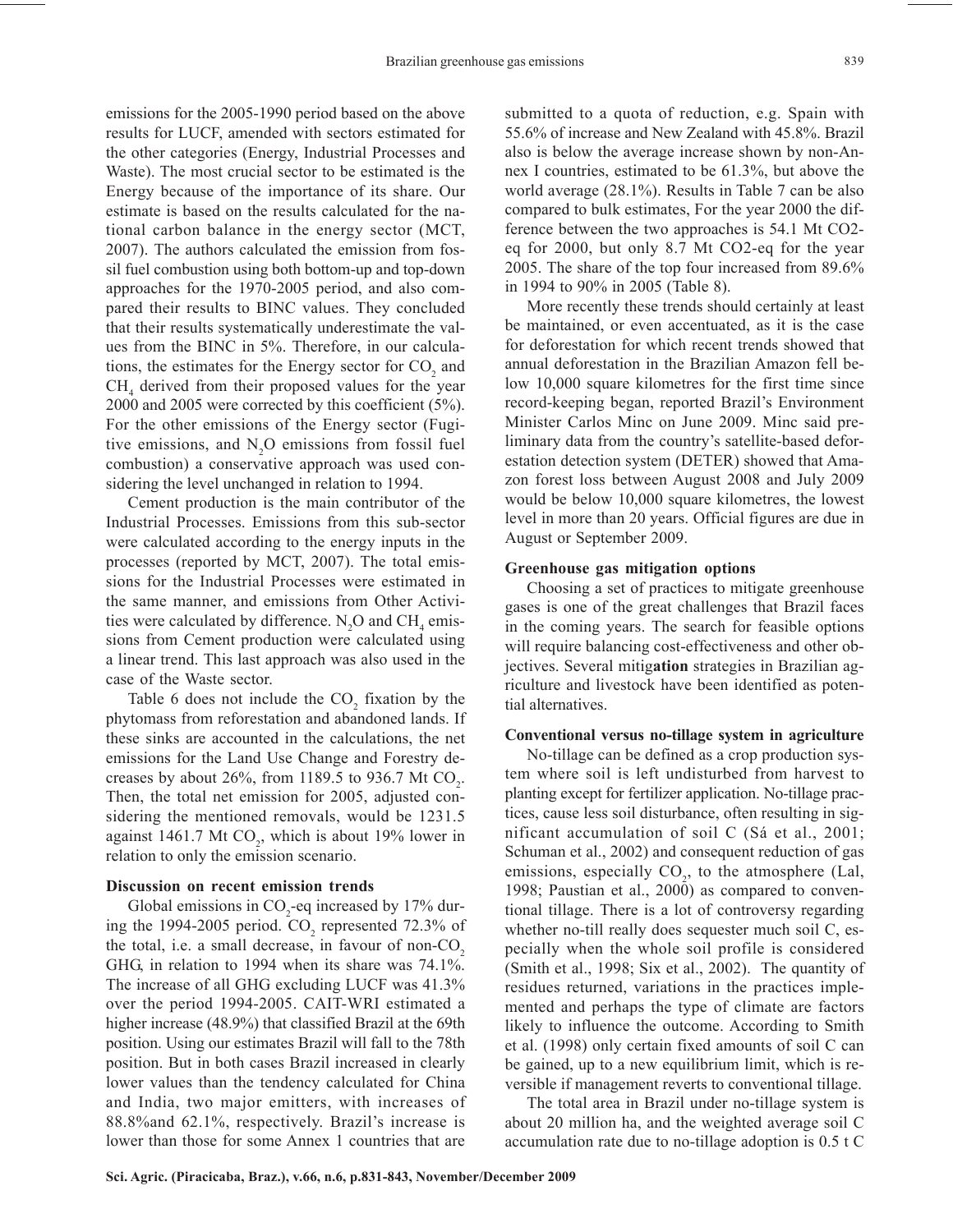emissions for the 2005-1990 period based on the above results for LUCF, amended with sectors estimated for the other categories (Energy, Industrial Processes and Waste). The most crucial sector to be estimated is the Energy because of the importance of its share. Our estimate is based on the results calculated for the national carbon balance in the energy sector (MCT, 2007). The authors calculated the emission from fossil fuel combustion using both bottom-up and top-down approaches for the 1970-2005 period, and also compared their results to BINC values. They concluded that their results systematically underestimate the values from the BINC in 5%. Therefore, in our calculations, the estimates for the Energy sector for $CO_2$ and $CH_4$ derived from their proposed values for the year 2000 and 2005 were corrected by this coefficient (5%). For the other emissions of the Energy sector (Fugitive emissions, and $N_2O$ emissions from fossil fuel combustion) a conservative approach was used considering the level unchanged in relation to 1994.

Cement production is the main contributor of the Industrial Processes. Emissions from this sub-sector were calculated according to the energy inputs in the processes (reported by MCT, 2007). The total emissions for the Industrial Processes were estimated in the same manner, and emissions from Other Activities were calculated by difference. $N_2O$ and $CH_4$ emissions from Cement production were calculated using a linear trend. This last approach was also used in the case of the Waste sector.

Table 6 does not include the $CO_2$ fixation by the phytomass from reforestation and abandoned lands. If these sinks are accounted in the calculations, the net emissions for the Land Use Change and Forestry decreases by about 26%, from 1189.5 to 936.7 Mt $CO_2$. Then, the total net emission for 2005, adjusted considering the mentioned removals, would be 1231.5 against 1461.7 Mt $CO_2$, which is about 19% lower in relation to only the emission scenario.

### Discussion on recent emission trends

Global emissions in $CO_2$-eq increased by 17% during the 1994-2005 period. $CO_2$ represented 72.3% of the total, i.e. a small decrease, in favour of non-$CO_2$ GHG, in relation to 1994 when its share was 74.1%. The increase of all GHG excluding LUCF was 41.3% over the period 1994-2005. CAIT-WRI estimated a higher increase (48.9%) that classified Brazil at the 69th position. Using our estimates Brazil will fall to the 78th position. But in both cases Brazil increased in clearly lower values than the tendency calculated for China and India, two major emitters, with increases of 88.8%and 62.1%, respectively. Brazil's increase is lower than those for some Annex 1 countries that are submitted to a quota of reduction, e.g. Spain with 55.6% of increase and New Zealand with 45.8%. Brazil also is below the average increase shown by non-Annex I countries, estimated to be 61.3%, but above the world average (28.1%). Results in Table 7 can be also compared to bulk estimates, For the year 2000 the difference between the two approaches is 54.1 Mt CO2-eq for 2000, but only 8.7 Mt CO2-eq for the year 2005. The share of the top four increased from 89.6% in 1994 to 90% in 2005 (Table 8).

More recently these trends should certainly at least be maintained, or even accentuated, as it is the case for deforestation for which recent trends showed that annual deforestation in the Brazilian Amazon fell below 10,000 square kilometres for the first time since record-keeping began, reported Brazil's Environment Minister Carlos Minc on June 2009. Minc said preliminary data from the country's satellite-based deforestation detection system (DETER) showed that Amazon forest loss between August 2008 and July 2009 would be below 10,000 square kilometres, the lowest level in more than 20 years. Official figures are due in August or September 2009.

### Greenhouse gas mitigation options

Choosing a set of practices to mitigate greenhouse gases is one of the great challenges that Brazil faces in the coming years. The search for feasible options will require balancing cost-effectiveness and other objectives. Several mitig**ation** strategies in Brazilian agriculture and livestock have been identified as potential alternatives.

### Conventional versus no-tillage system in agriculture

No-tillage can be defined as a crop production system where soil is left undisturbed from harvest to planting except for fertilizer application. No-tillage practices, cause less soil disturbance, often resulting in significant accumulation of soil C (Sá et al., 2001; Schuman et al., 2002) and consequent reduction of gas emissions, especially $CO_2$, to the atmosphere (Lal, 1998; Paustian et al., 2000) as compared to conventional tillage. There is a lot of controversy regarding whether no-till really does sequester much soil C, especially when the whole soil profile is considered (Smith et al., 1998; Six et al., 2002). The quantity of residues returned, variations in the practices implemented and perhaps the type of climate are factors likely to influence the outcome. According to Smith et al. (1998) only certain fixed amounts of soil C can be gained, up to a new equilibrium limit, which is reversible if management reverts to conventional tillage.

The total area in Brazil under no-tillage system is about 20 million ha, and the weighted average soil C accumulation rate due to no-tillage adoption is 0.5 t C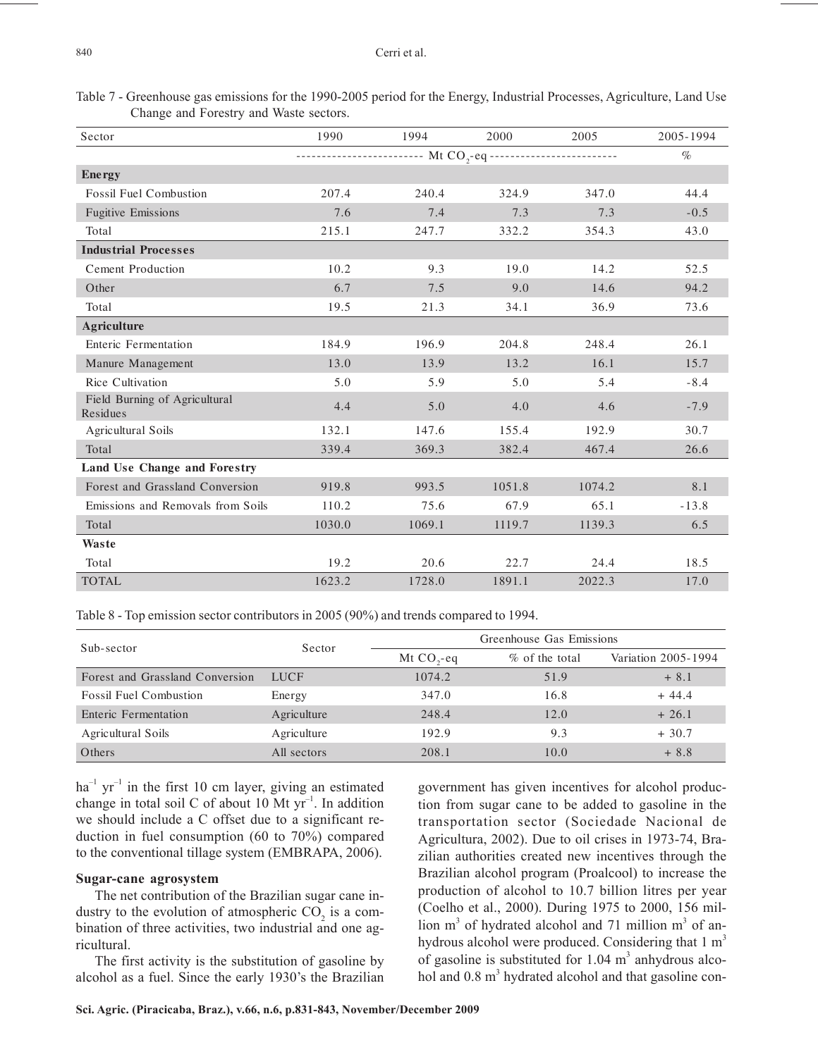Table 7 - Greenhouse gas emissions for the 1990-2005 period for the Energy, Industrial Processes, Agriculture, Land Use Change and Forestry and Waste sectors.

| Sector | 1990 | 1994 | 2000 | 2005 | 2005-1994 |
|---|---|---|---|---|---|
| | Mt $CO_2$-eq | | | | % |
| **Energy** | | | | | |
| Fossil Fuel Combustion | 207.4 | 240.4 | 324.9 | 347.0 | 44.4 |
| Fugitive Emissions | 7.6 | 7.4 | 7.3 | 7.3 | -0.5 |
| Total | 215.1 | 247.7 | 332.2 | 354.3 | 43.0 |
| **Industrial Processes** | | | | | |
| Cement Production | 10.2 | 9.3 | 19.0 | 14.2 | 52.5 |
| Other | 6.7 | 7.5 | 9.0 | 14.6 | 94.2 |
| Total | 19.5 | 21.3 | 34.1 | 36.9 | 73.6 |
| **Agriculture** | | | | | |
| Enteric Fermentation | 184.9 | 196.9 | 204.8 | 248.4 | 26.1 |
| Manure Management | 13.0 | 13.9 | 13.2 | 16.1 | 15.7 |
| Rice Cultivation | 5.0 | 5.9 | 5.0 | 5.4 | -8.4 |
| Field Burning of Agricultural Residues | 4.4 | 5.0 | 4.0 | 4.6 | -7.9 |
| Agricultural Soils | 132.1 | 147.6 | 155.4 | 192.9 | 30.7 |
| Total | 339.4 | 369.3 | 382.4 | 467.4 | 26.6 |
| **Land Use Change and Forestry** | | | | | |
| Forest and Grassland Conversion | 919.8 | 993.5 | 1051.8 | 1074.2 | 8.1 |
| Emissions and Removals from Soils | 110.2 | 75.6 | 67.9 | 65.1 | -13.8 |
| Total | 1030.0 | 1069.1 | 1119.7 | 1139.3 | 6.5 |
| **Waste** | | | | | |
| Total | 19.2 | 20.6 | 22.7 | 24.4 | 18.5 |
| TOTAL | 1623.2 | 1728.0 | 1891.1 | 2022.3 | 17.0 |

Table 8 - Top emission sector contributors in 2005 (90%) and trends compared to 1994.

| Sub-sector | Sector | Greenhouse Gas Emissions | | |
|---|---|---|---|---|
| | | Mt $CO_2$-eq | % of the total | Variation 2005-1994 |
| Forest and Grassland Conversion | LUCF | 1074.2 | 51.9 | + 8.1 |
| Fossil Fuel Combustion | Energy | 347.0 | 16.8 | + 44.4 |
| Enteric Fermentation | Agriculture | 248.4 | 12.0 | + 26.1 |
| Agricultural Soils | Agriculture | 192.9 | 9.3 | + 30.7 |
| Others | All sectors | 208.1 | 10.0 | + 8.8 |

$ha^{-1}$ $yr^{-1}$ in the first 10 cm layer, giving an estimated change in total soil C of about 10 Mt $yr^{-1}$. In addition we should include a C offset due to a significant reduction in fuel consumption (60 to 70%) compared to the conventional tillage system (EMBRAPA, 2006).

### Sugar-cane agrosystem

The net contribution of the Brazilian sugar cane industry to the evolution of atmospheric $CO_2$ is a combination of three activities, two industrial and one agricultural.

The first activity is the substitution of gasoline by alcohol as a fuel. Since the early 1930's the Brazilian government has given incentives for alcohol production from sugar cane to be added to gasoline in the transportation sector (Sociedade Nacional de Agricultura, 2002). Due to oil crises in 1973-74, Brazilian authorities created new incentives through the Brazilian alcohol program (Proalcool) to increase the production of alcohol to 10.7 billion litres per year (Coelho et al., 2000). During 1975 to 2000, 156 million $m^3$ of hydrated alcohol and 71 million $m^3$ of anhydrous alcohol were produced. Considering that 1 $m^3$ of gasoline is substituted for 1.04 $m^3$ anhydrous alcohol and 0.8 $m^3$ hydrated alcohol and that gasoline con-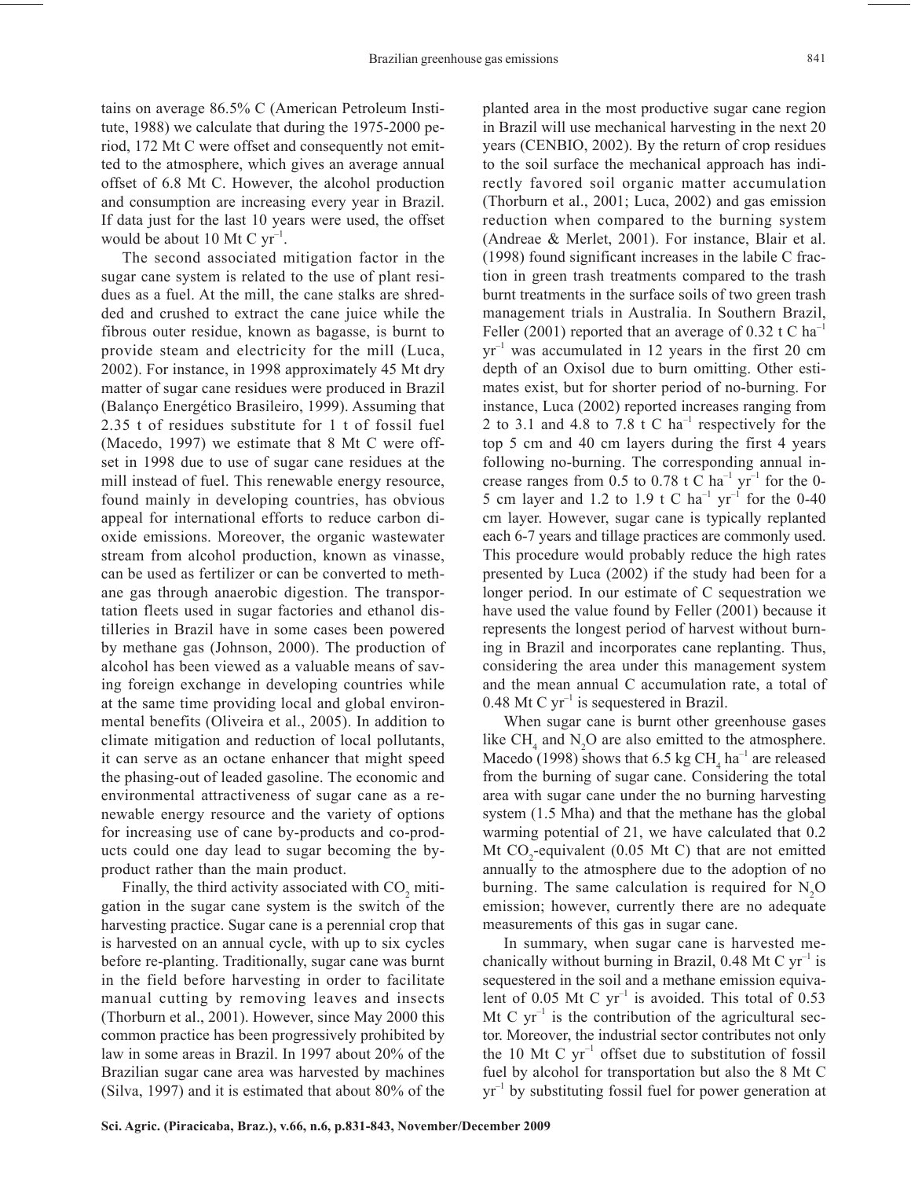tains on average 86.5% C (American Petroleum Institute, 1988) we calculate that during the 1975-2000 period, 172 Mt C were offset and consequently not emitted to the atmosphere, which gives an average annual offset of 6.8 Mt C. However, the alcohol production and consumption are increasing every year in Brazil. If data just for the last 10 years were used, the offset would be about 10 Mt C $yr^{-1}$.

The second associated mitigation factor in the sugar cane system is related to the use of plant residues as a fuel. At the mill, the cane stalks are shredded and crushed to extract the cane juice while the fibrous outer residue, known as bagasse, is burnt to provide steam and electricity for the mill (Luca, 2002). For instance, in 1998 approximately 45 Mt dry matter of sugar cane residues were produced in Brazil (Balanço Energético Brasileiro, 1999). Assuming that 2.35 t of residues substitute for 1 t of fossil fuel (Macedo, 1997) we estimate that 8 Mt C were offset in 1998 due to use of sugar cane residues at the mill instead of fuel. This renewable energy resource, found mainly in developing countries, has obvious appeal for international efforts to reduce carbon dioxide emissions. Moreover, the organic wastewater stream from alcohol production, known as vinasse, can be used as fertilizer or can be converted to methane gas through anaerobic digestion. The transportation fleets used in sugar factories and ethanol distilleries in Brazil have in some cases been powered by methane gas (Johnson, 2000). The production of alcohol has been viewed as a valuable means of saving foreign exchange in developing countries while at the same time providing local and global environmental benefits (Oliveira et al., 2005). In addition to climate mitigation and reduction of local pollutants, it can serve as an octane enhancer that might speed the phasing-out of leaded gasoline. The economic and environmental attractiveness of sugar cane as a renewable energy resource and the variety of options for increasing use of cane by-products and co-products could one day lead to sugar becoming the by-product rather than the main product.

Finally, the third activity associated with $CO_2$ mitigation in the sugar cane system is the switch of the harvesting practice. Sugar cane is a perennial crop that is harvested on an annual cycle, with up to six cycles before re-planting. Traditionally, sugar cane was burnt in the field before harvesting in order to facilitate manual cutting by removing leaves and insects (Thorburn et al., 2001). However, since May 2000 this common practice has been progressively prohibited by law in some areas in Brazil. In 1997 about 20% of the Brazilian sugar cane area was harvested by machines (Silva, 1997) and it is estimated that about 80% of the planted area in the most productive sugar cane region in Brazil will use mechanical harvesting in the next 20 years (CENBIO, 2002). By the return of crop residues to the soil surface the mechanical approach has indirectly favored soil organic matter accumulation (Thorburn et al., 2001; Luca, 2002) and gas emission reduction when compared to the burning system (Andreae & Merlet, 2001). For instance, Blair et al. (1998) found significant increases in the labile C fraction in green trash treatments compared to the trash burnt treatments in the surface soils of two green trash management trials in Australia. In Southern Brazil, Feller (2001) reported that an average of 0.32 t C $ha^{-1}$ $yr^{-1}$ was accumulated in 12 years in the first 20 cm depth of an Oxisol due to burn omitting. Other estimates exist, but for shorter period of no-burning. For instance, Luca (2002) reported increases ranging from 2 to 3.1 and 4.8 to 7.8 t C $ha^{-1}$ respectively for the top 5 cm and 40 cm layers during the first 4 years following no-burning. The corresponding annual increase ranges from 0.5 to 0.78 t C $ha^{-1}$ $yr^{-1}$ for the 0-5 cm layer and 1.2 to 1.9 t C $ha^{-1}$ $yr^{-1}$ for the 0-40 cm layer. However, sugar cane is typically replanted each 6-7 years and tillage practices are commonly used. This procedure would probably reduce the high rates presented by Luca (2002) if the study had been for a longer period. In our estimate of C sequestration we have used the value found by Feller (2001) because it represents the longest period of harvest without burning in Brazil and incorporates cane replanting. Thus, considering the area under this management system and the mean annual C accumulation rate, a total of 0.48 Mt C $yr^{-1}$ is sequestered in Brazil.

When sugar cane is burnt other greenhouse gases like $CH_4$ and $N_2O$ are also emitted to the atmosphere. Macedo (1998) shows that 6.5 kg $CH_4$ $ha^{-1}$ are released from the burning of sugar cane. Considering the total area with sugar cane under the no burning harvesting system (1.5 Mha) and that the methane has the global warming potential of 21, we have calculated that 0.2 Mt $CO_2$-equivalent (0.05 Mt C) that are not emitted annually to the atmosphere due to the adoption of no burning. The same calculation is required for $N_2O$ emission; however, currently there are no adequate measurements of this gas in sugar cane.

In summary, when sugar cane is harvested mechanically without burning in Brazil, 0.48 Mt C $yr^{-1}$ is sequestered in the soil and a methane emission equivalent of 0.05 Mt C $yr^{-1}$ is avoided. This total of 0.53 Mt C $yr^{-1}$ is the contribution of the agricultural sector. Moreover, the industrial sector contributes not only the 10 Mt C $yr^{-1}$ offset due to substitution of fossil fuel by alcohol for transportation but also the 8 Mt C $yr^{-1}$ by substituting fossil fuel for power generation at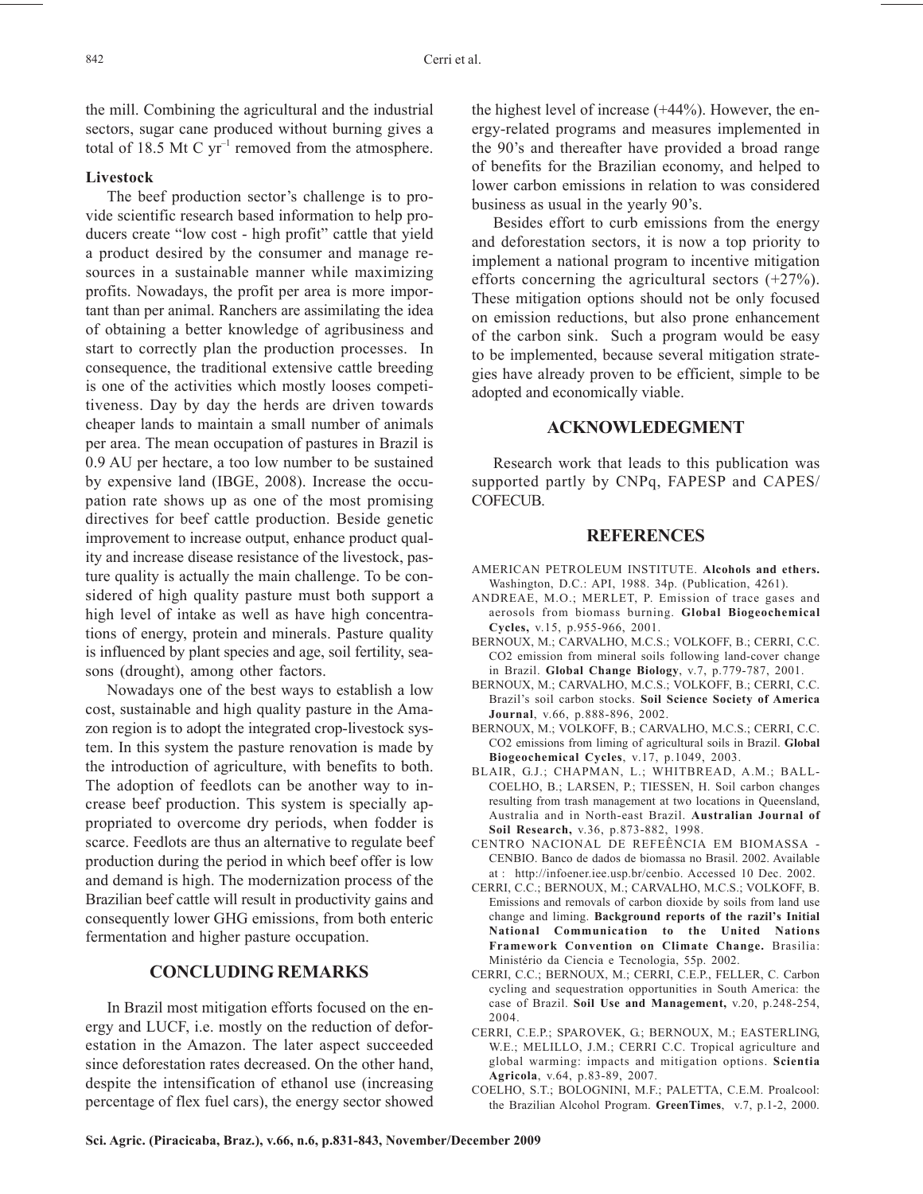the mill. Combining the agricultural and the industrial sectors, sugar cane produced without burning gives a total of 18.5 Mt C $yr^{-1}$ removed from the atmosphere.

### Livestock

The beef production sector's challenge is to provide scientific research based information to help producers create "low cost - high profit" cattle that yield a product desired by the consumer and manage resources in a sustainable manner while maximizing profits. Nowadays, the profit per area is more important than per animal. Ranchers are assimilating the idea of obtaining a better knowledge of agribusiness and start to correctly plan the production processes. In consequence, the traditional extensive cattle breeding is one of the activities which mostly looses competitiveness. Day by day the herds are driven towards cheaper lands to maintain a small number of animals per area. The mean occupation of pastures in Brazil is 0.9 AU per hectare, a too low number to be sustained by expensive land (IBGE, 2008). Increase the occupation rate shows up as one of the most promising directives for beef cattle production. Beside genetic improvement to increase output, enhance product quality and increase disease resistance of the livestock, pasture quality is actually the main challenge. To be considered of high quality pasture must both support a high level of intake as well as have high concentrations of energy, protein and minerals. Pasture quality is influenced by plant species and age, soil fertility, seasons (drought), among other factors.

Nowadays one of the best ways to establish a low cost, sustainable and high quality pasture in the Amazon region is to adopt the integrated crop-livestock system. In this system the pasture renovation is made by the introduction of agriculture, with benefits to both. The adoption of feedlots can be another way to increase beef production. This system is specially appropriated to overcome dry periods, when fodder is scarce. Feedlots are thus an alternative to regulate beef production during the period in which beef offer is low and demand is high. The modernization process of the Brazilian beef cattle will result in productivity gains and consequently lower GHG emissions, from both enteric fermentation and higher pasture occupation.

## CONCLUDING REMARKS

In Brazil most mitigation efforts focused on the energy and LUCF, i.e. mostly on the reduction of deforestation in the Amazon. The later aspect succeeded since deforestation rates decreased. On the other hand, despite the intensification of ethanol use (increasing percentage of flex fuel cars), the energy sector showed the highest level of increase (+44%). However, the energy-related programs and measures implemented in the 90's and thereafter have provided a broad range of benefits for the Brazilian economy, and helped to lower carbon emissions in relation to was considered business as usual in the yearly 90's.

Besides effort to curb emissions from the energy and deforestation sectors, it is now a top priority to implement a national program to incentive mitigation efforts concerning the agricultural sectors (+27%). These mitigation options should not be only focused on emission reductions, but also prone enhancement of the carbon sink. Such a program would be easy to be implemented, because several mitigation strategies have already proven to be efficient, simple to be adopted and economically viable.

## ACKNOWLEDGEMENT

Research work that leads to this publication was supported partly by CNPq, FAPESP and CAPES/ COFECUB.

## REFERENCES

AMERICAN PETROLEUM INSTITUTE. **Alcohols and ethers.** Washington, D.C.: API, 1988. 34p. (Publication, 4261).

ANDREAE, M.O.; MERLET, P. Emission of trace gases and aerosols from biomass burning. **Global Biogeochemical Cycles,** v.15, p.955-966, 2001.

BERNOUX, M.; CARVALHO, M.C.S.; VOLKOFF, B.; CERRI, C.C. CO2 emission from mineral soils following land-cover change in Brazil. **Global Change Biology**, v.7, p.779-787, 2001.

BERNOUX, M.; CARVALHO, M.C.S.; VOLKOFF, B.; CERRI, C.C. Brazil's soil carbon stocks. **Soil Science Society of America Journal**, v.66, p.888-896, 2002.

BERNOUX, M.; VOLKOFF, B.; CARVALHO, M.C.S.; CERRI, C.C. CO2 emissions from liming of agricultural soils in Brazil. **Global Biogeochemical Cycles**, v.17, p.1049, 2003.

BLAIR, G.J.; CHAPMAN, L.; WHITBREAD, A.M.; BALL-COELHO, B.; LARSEN, P.; TIESSEN, H. Soil carbon changes resulting from trash management at two locations in Queensland, Australia and in North-east Brazil. **Australian Journal of Soil Research,** v.36, p.873-882, 1998.

CENTRO NACIONAL DE REFEÊNCIA EM BIOMASSA - CENBIO. Banco de dados de biomassa no Brasil. 2002. Available at : http://infoener.iee.usp.br/cenbio. Accessed 10 Dec. 2002.

CERRI, C.C.; BERNOUX, M.; CARVALHO, M.C.S.; VOLKOFF, B. Emissions and removals of carbon dioxide by soils from land use change and liming. **Background reports of the razil's Initial National Communication to the United Nations Framework Convention on Climate Change.** Brasilia: Ministério da Ciencia e Tecnologia, 55p. 2002.

CERRI, C.C.; BERNOUX, M.; CERRI, C.E.P., FELLER, C. Carbon cycling and sequestration opportunities in South America: the case of Brazil. **Soil Use and Management,** v.20, p.248-254, 2004.

CERRI, C.E.P.; SPAROVEK, G.; BERNOUX, M.; EASTERLING, W.E.; MELILLO, J.M.; CERRI C.C. Tropical agriculture and global warming: impacts and mitigation options. **Scientia Agricola**, v.64, p.83-89, 2007.

COELHO, S.T.; BOLOGNINI, M.F.; PALETTA, C.E.M. Proalcool: the Brazilian Alcohol Program. **GreenTimes**, v.7, p.1-2, 2000.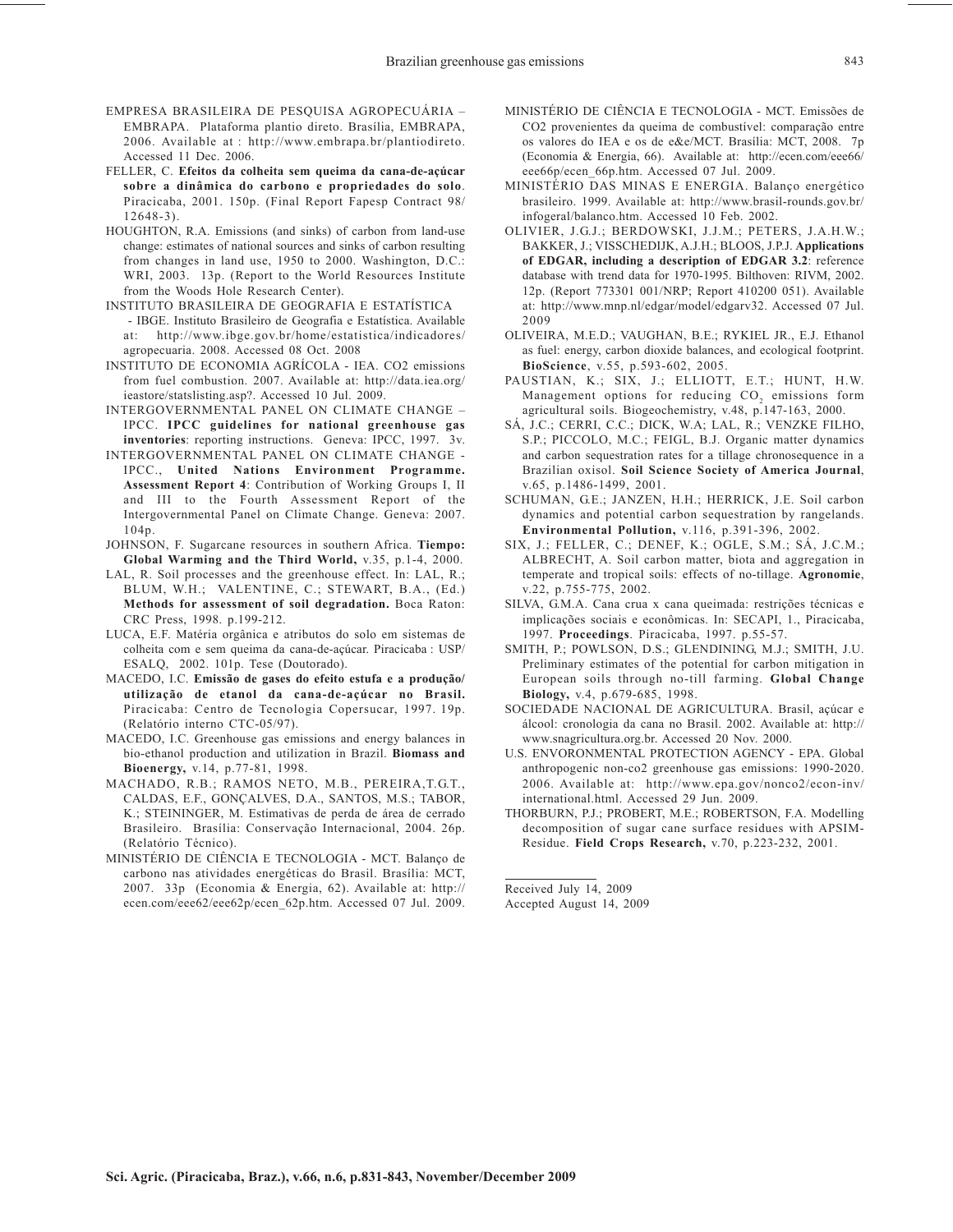EMPRESA BRASILEIRA DE PESQUISA AGROPECUÁRIA – EMBRAPA. Plataforma plantio direto. Brasília, EMBRAPA, 2006. Available at : http://www.embrapa.br/plantiodireto. Accessed 11 Dec. 2006.

FELLER, C. **Efeitos da colheita sem queima da cana-de-açúcar sobre a dinâmica do carbono e propriedades do solo**. Piracicaba, 2001. 150p. (Final Report Fapesp Contract 98/12648-3).

HOUGHTON, R.A. Emissions (and sinks) of carbon from land-use change: estimates of national sources and sinks of carbon resulting from changes in land use, 1950 to 2000. Washington, D.C.: WRI, 2003. 13p. (Report to the World Resources Institute from the Woods Hole Research Center).

INSTITUTO BRASILEIRA DE GEOGRAFIA E ESTATÍSTICA - IBGE. Instituto Brasileiro de Geografia e Estatística. Available at: http://www.ibge.gov.br/home/estatistica/indicadores/agropecuaria. 2008. Accessed 08 Oct. 2008

INSTITUTO DE ECONOMIA AGRÍCOLA - IEA. CO2 emissions from fuel combustion. 2007. Available at: http://data.iea.org/ieastore/statslisting.asp?. Accessed 10 Jul. 2009.

INTERGOVERNMENTAL PANEL ON CLIMATE CHANGE – IPCC. **IPCC guidelines for national greenhouse gas inventories**: reporting instructions. Geneva: IPCC, 1997. 3v.

INTERGOVERNMENTAL PANEL ON CLIMATE CHANGE - IPCC., **United Nations Environment Programme. Assessment Report 4**: Contribution of Working Groups I, II and III to the Fourth Assessment Report of the Intergovernmental Panel on Climate Change. Geneva: 2007. 104p.

JOHNSON, F. Sugarcane resources in southern Africa. **Tiempo: Global Warming and the Third World,** v.35, p.1-4, 2000.

LAL, R. Soil processes and the greenhouse effect. In: LAL, R.; BLUM, W.H.; VALENTINE, C.; STEWART, B.A., (Ed.) **Methods for assessment of soil degradation.** Boca Raton: CRC Press, 1998. p.199-212.

LUCA, E.F. Matéria orgânica e atributos do solo em sistemas de colheita com e sem queima da cana-de-açúcar. Piracicaba : USP/ESALQ, 2002. 101p. Tese (Doutorado).

MACEDO, I.C. **Emissão de gases do efeito estufa e a produção/utilização de etanol da cana-de-açúcar no Brasil.** Piracicaba: Centro de Tecnologia Copersucar, 1997. 19p. (Relatório interno CTC-05/97).

MACEDO, I.C. Greenhouse gas emissions and energy balances in bio-ethanol production and utilization in Brazil. **Biomass and Bioenergy,** v.14, p.77-81, 1998.

MACHADO, R.B.; RAMOS NETO, M.B., PEREIRA,T.G.T., CALDAS, E.F., GONÇALVES, D.A., SANTOS, M.S.; TABOR, K.; STEININGER, M. Estimativas de perda de área de cerrado Brasileiro. Brasília: Conservação Internacional, 2004. 26p. (Relatório Técnico).

MINISTÉRIO DE CIÊNCIA E TECNOLOGIA - MCT. Balanço de carbono nas atividades energéticas do Brasil. Brasília: MCT, 2007. 33p (Economia & Energia, 62). Available at: http://ecen.com/eee62/eee62p/ecen_62p.htm. Accessed 07 Jul. 2009.

MINISTÉRIO DE CIÊNCIA E TECNOLOGIA - MCT. Emissões de CO2 provenientes da queima de combustível: comparação entre os valores do IEA e os de e&e/MCT. Brasília: MCT, 2008. 7p (Economia & Energia, 66). Available at: http://ecen.com/eee66/eee66p/ecen_66p.htm. Accessed 07 Jul. 2009.

MINISTÉRIO DAS MINAS E ENERGIA. Balanço energético brasileiro. 1999. Available at: http://www.brasil-rounds.gov.br/infogeral/balanco.htm. Accessed 10 Feb. 2002.

OLIVIER, J.G.J.; BERDOWSKI, J.J.M.; PETERS, J.A.H.W.; BAKKER, J.; VISSCHEDIJK, A.J.H.; BLOOS, J.P.J. **Applications of EDGAR, including a description of EDGAR 3.2**: reference database with trend data for 1970-1995. Bilthoven: RIVM, 2002. 12p. (Report 773301 001/NRP; Report 410200 051). Available at: http://www.mnp.nl/edgar/model/edgarv32. Accessed 07 Jul. 2009

OLIVEIRA, M.E.D.; VAUGHAN, B.E.; RYKIEL JR., E.J. Ethanol as fuel: energy, carbon dioxide balances, and ecological footprint. **BioScience**, v.55, p.593-602, 2005.

PAUSTIAN, K.; SIX, J.; ELLIOTT, E.T.; HUNT, H.W. Management options for reducing $CO_2$ emissions form agricultural soils. Biogeochemistry, v.48, p.147-163, 2000.

SÁ, J.C.; CERRI, C.C.; DICK, W.A; LAL, R.; VENZKE FILHO, S.P.; PICCOLO, M.C.; FEIGL, B.J. Organic matter dynamics and carbon sequestration rates for a tillage chronosequence in a Brazilian oxisol. **Soil Science Society of America Journal**, v.65, p.1486-1499, 2001.

SCHUMAN, G.E.; JANZEN, H.H.; HERRICK, J.E. Soil carbon dynamics and potential carbon sequestration by rangelands. **Environmental Pollution,** v.116, p.391-396, 2002.

SIX, J.; FELLER, C.; DENEF, K.; OGLE, S.M.; SÁ, J.C.M.; ALBRECHT, A. Soil carbon matter, biota and aggregation in temperate and tropical soils: effects of no-tillage. **Agronomie**, v.22, p.755-775, 2002.

SILVA, G.M.A. Cana crua x cana queimada: restrições técnicas e implicações sociais e econômicas. In: SECAPI, 1., Piracicaba, 1997. **Proceedings**. Piracicaba, 1997. p.55-57.

SMITH, P.; POWLSON, D.S.; GLENDINING, M.J.; SMITH, J.U. Preliminary estimates of the potential for carbon mitigation in European soils through no-till farming. **Global Change Biology,** v.4, p.679-685, 1998.

SOCIEDADE NACIONAL DE AGRICULTURA. Brasil, açúcar e álcool: cronologia da cana no Brasil. 2002. Available at: http://www.snagricultura.org.br. Accessed 20 Nov. 2000.

U.S. ENVORONMENTAL PROTECTION AGENCY - EPA. Global anthropogenic non-co2 greenhouse gas emissions: 1990-2020. 2006. Available at: http://www.epa.gov/nonco2/econ-inv/international.html. Accessed 29 Jun. 2009.

THORBURN, P.J.; PROBERT, M.E.; ROBERTSON, F.A. Modelling decomposition of sugar cane surface residues with APSIM-Residue. **Field Crops Research,** v.70, p.223-232, 2001.

Received July 14, 2009
Accepted August 14, 2009